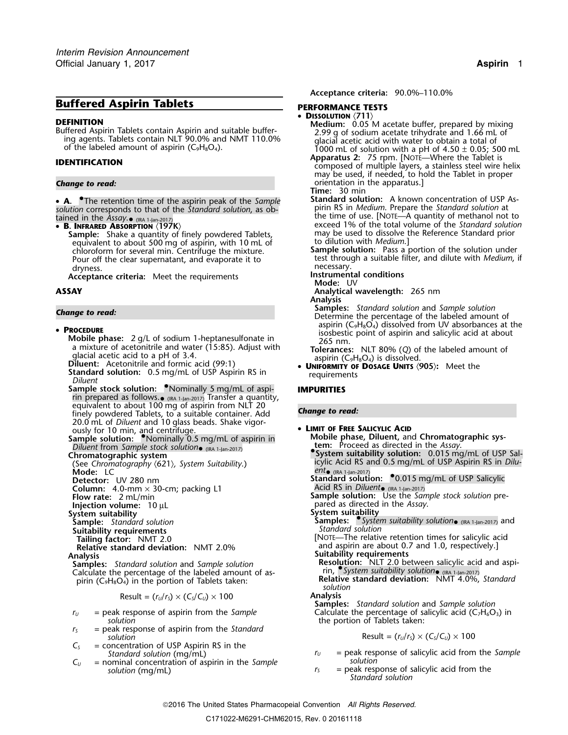# Buffered Aspirin Tablets

## DEFINITION

Buffered Aspirin Tablets contain Aspirin and suitable buffering agents. Tablets contain NLT 90.0% and NMT 110.0% of the labeled amount of aspirin ($C_9H_8O_4$).

## IDENTIFICATION

*Change to read:*

- **A.** •The retention time of the aspirin peak of the *Sample solution* corresponds to that of the *Standard solution*, as obtained in the *Assay*.• (IRA 1-Jan-2017)
- **B. Infrared Absorption** ⟨197K⟩
  **Sample:** Shake a quantity of finely powdered Tablets, equivalent to about 500 mg of aspirin, with 10 mL of chloroform for several min. Centrifuge the mixture. Pour off the clear supernatant, and evaporate it to dryness.
  **Acceptance criteria:** Meet the requirements

## ASSAY

*Change to read:*

- **Procedure**
  **Mobile phase:** 2 g/L of sodium 1-heptanesulfonate in a mixture of acetonitrile and water (15:85). Adjust with glacial acetic acid to a pH of 3.4.
  **Diluent:** Acetonitrile and formic acid (99:1)
  **Standard solution:** 0.5 mg/mL of USP Aspirin RS in *Diluent*
  **Sample stock solution:** •Nominally 5 mg/mL of aspirin prepared as follows.• (IRA 1-Jan-2017) Transfer a quantity, equivalent to about 100 mg of aspirin from NLT 20 finely powdered Tablets, to a suitable container. Add 20.0 mL of *Diluent* and 10 glass beads. Shake vigorously for 10 min, and centrifuge.
  **Sample solution:** •Nominally 0.5 mg/mL of aspirin in *Diluent* from *Sample stock solution*• (IRA 1-Jan-2017)
  **Chromatographic system**
  (See *Chromatography* ⟨621⟩, *System Suitability*.)
  **Mode:** LC
  **Detector:** UV 280 nm
  **Column:** 4.0-mm × 30-cm; packing L1
  **Flow rate:** 2 mL/min
  **Injection volume:** 10 µL
  **System suitability**
  **Sample:** *Standard solution*
  **Suitability requirements**
  **Tailing factor:** NMT 2.0
  **Relative standard deviation:** NMT 2.0%
  **Analysis**
  **Samples:** *Standard solution* and *Sample solution*
  Calculate the percentage of the labeled amount of aspirin ($C_9H_8O_4$) in the portion of Tablets taken:

$$\text{Result} = (r_U/r_S) \times (C_S/C_U) \times 100$$

$r_U$ = peak response of aspirin from the *Sample solution*
$r_S$ = peak response of aspirin from the *Standard solution*
$C_S$ = concentration of USP Aspirin RS in the *Standard solution* (mg/mL)
$C_U$ = nominal concentration of aspirin in the *Sample solution* (mg/mL)

**Acceptance criteria:** 90.0%–110.0%

## PERFORMANCE TESTS

- **Dissolution** ⟨711⟩
  **Medium:** 0.05 M acetate buffer, prepared by mixing 2.99 g of sodium acetate trihydrate and 1.66 mL of glacial acetic acid with water to obtain a total of 1000 mL of solution with a pH of 4.50 ± 0.05; 500 mL
  **Apparatus 2:** 75 rpm. [Note—Where the Tablet is composed of multiple layers, a stainless steel wire helix may be used, if needed, to hold the Tablet in proper orientation in the apparatus.]
  **Time:** 30 min
  **Standard solution:** A known concentration of USP Aspirin RS in *Medium*. Prepare the *Standard solution* at the time of use. [Note—A quantity of methanol not to exceed 1% of the total volume of the *Standard solution* may be used to dissolve the Reference Standard prior to dilution with *Medium*.]
  **Sample solution:** Pass a portion of the solution under test through a suitable filter, and dilute with *Medium*, if necessary.
  **Instrumental conditions**
  **Mode:** UV
  **Analytical wavelength:** 265 nm
  **Analysis**
  **Samples:** *Standard solution* and *Sample solution*
  Determine the percentage of the labeled amount of aspirin ($C_9H_8O_4$) dissolved from UV absorbances at the isosbestic point of aspirin and salicylic acid at about 265 nm.
  **Tolerances:** NLT 80% (*Q*) of the labeled amount of aspirin ($C_9H_8O_4$) is dissolved.
- **Uniformity of Dosage Units** ⟨905⟩**:** Meet the requirements

## IMPURITIES

*Change to read:*

- **Limit of Free Salicylic Acid**
  **Mobile phase, Diluent,** and **Chromatographic system:** Proceed as directed in the *Assay*.
  •**System suitability solution:** 0.015 mg/mL of USP Salicylic Acid RS and 0.5 mg/mL of USP Aspirin RS in *Diluent*• (IRA 1-Jan-2017)
  **Standard solution:** •0.015 mg/mL of USP Salicylic Acid RS in *Diluent*• (IRA 1-Jan-2017)
  **Sample solution:** Use the *Sample stock solution* prepared as directed in the *Assay*.
  **System suitability**
  **Samples:** •*System suitability solution*• (IRA 1-Jan-2017) and *Standard solution*
  [Note—The relative retention times for salicylic acid and aspirin are about 0.7 and 1.0, respectively.]
  **Suitability requirements**
  **Resolution:** NLT 2.0 between salicylic acid and aspirin, •*System suitability solution*• (IRA 1-Jan-2017)
  **Relative standard deviation:** NMT 4.0%, *Standard solution*
  **Analysis**
  **Samples:** *Standard solution* and *Sample solution*
  Calculate the percentage of salicylic acid ($C_7H_6O_3$) in the portion of Tablets taken:

$$\text{Result} = (r_U/r_S) \times (C_S/C_U) \times 100$$

$r_U$ = peak response of salicylic acid from the *Sample solution*
$r_S$ = peak response of salicylic acid from the *Standard solution*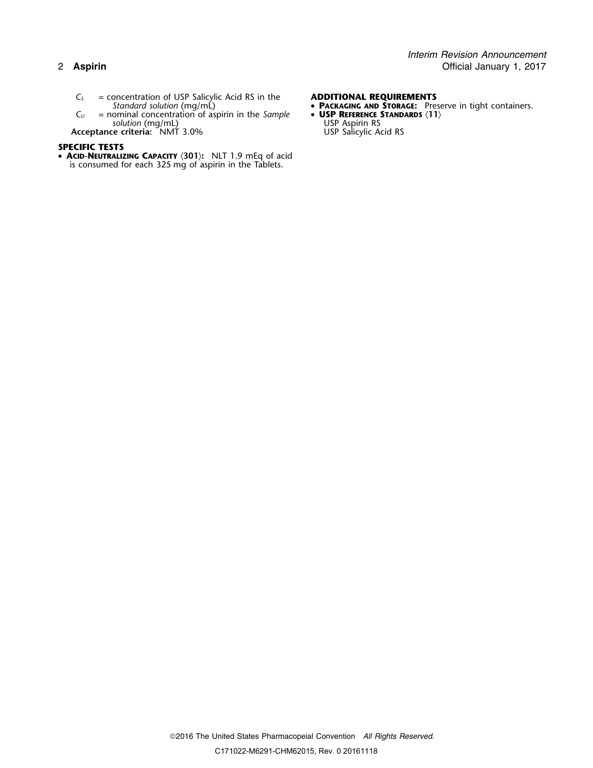$C_S$ = concentration of USP Salicylic Acid RS in the *Standard solution* (mg/mL)

$C_U$ = nominal concentration of aspirin in the *Sample solution* (mg/mL)

**Acceptance criteria:** NMT 3.0%

### SPECIFIC TESTS

- **Acid-Neutralizing Capacity ⟨301⟩:** NLT 1.9 mEq of acid is consumed for each 325 mg of aspirin in the Tablets.

### ADDITIONAL REQUIREMENTS

- **Packaging and Storage:** Preserve in tight containers.
- **USP Reference Standards ⟨11⟩**
  USP Aspirin RS
  USP Salicylic Acid RS

©2016 The United States Pharmacopeial Convention *All Rights Reserved.*

C171022-M6291-CHM62015, Rev. 0 20161118